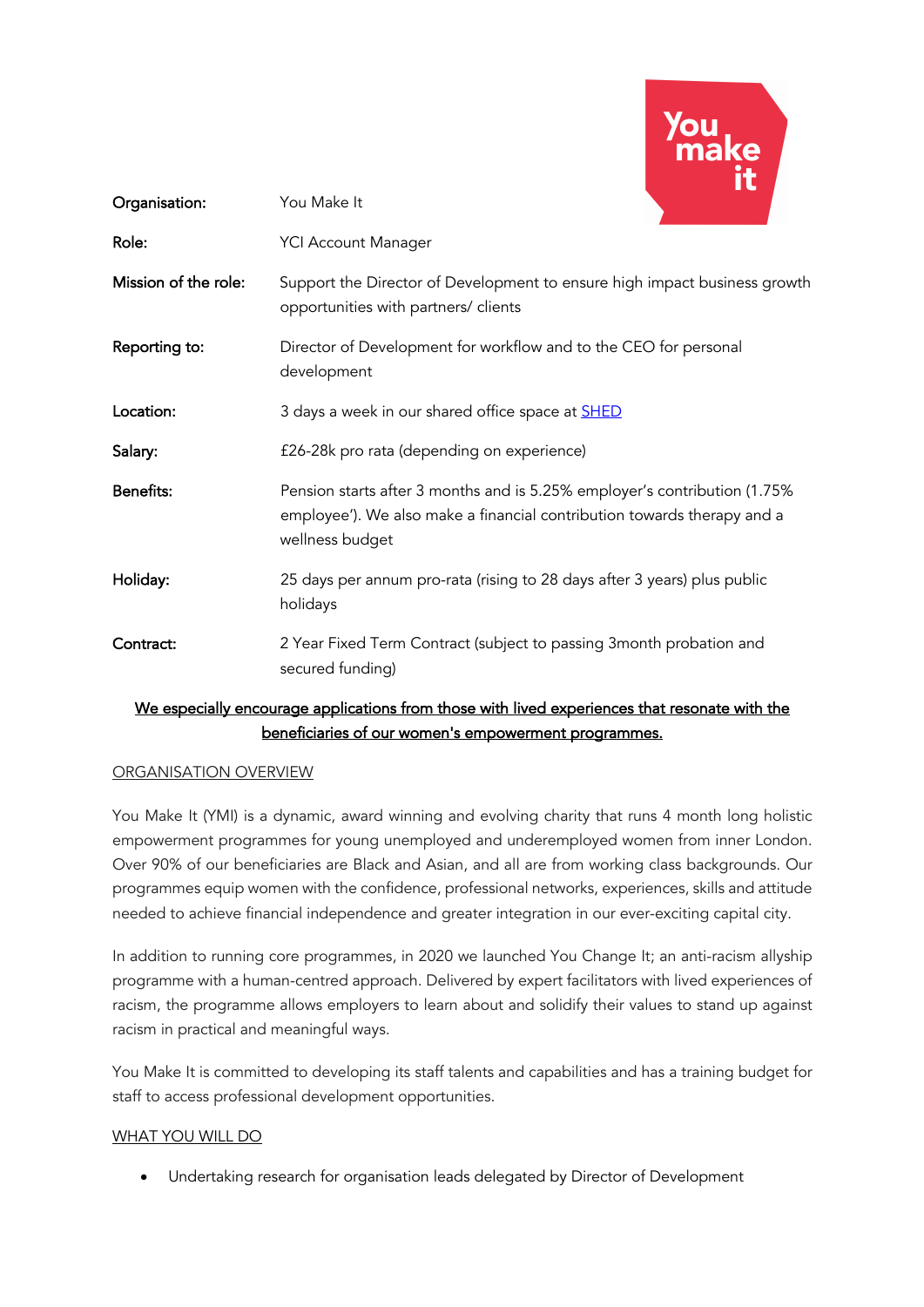| | |
|---|---|
| **Organisation:** | You Make It |
| **Role:** | YCI Account Manager |
| **Mission of the role:** | Support the Director of Development to ensure high impact business growth opportunities with partners/ clients |
| **Reporting to:** | Director of Development for workflow and to the CEO for personal development |
| **Location:** | 3 days a week in our shared office space at [SHED]() |
| **Salary:** | £26-28k pro rata (depending on experience) |
| **Benefits:** | Pension starts after 3 months and is 5.25% employer's contribution (1.75% employee'). We also make a financial contribution towards therapy and a wellness budget |
| **Holiday:** | 25 days per annum pro-rata (rising to 28 days after 3 years) plus public holidays |
| **Contract:** | 2 Year Fixed Term Contract (subject to passing 3month probation and secured funding) |

**We especially encourage applications from those with lived experiences that resonate with the beneficiaries of our women's empowerment programmes.**

## ORGANISATION OVERVIEW

You Make It (YMI) is a dynamic, award winning and evolving charity that runs 4 month long holistic empowerment programmes for young unemployed and underemployed women from inner London. Over 90% of our beneficiaries are Black and Asian, and all are from working class backgrounds. Our programmes equip women with the confidence, professional networks, experiences, skills and attitude needed to achieve financial independence and greater integration in our ever-exciting capital city.

In addition to running core programmes, in 2020 we launched You Change It; an anti-racism allyship programme with a human-centred approach. Delivered by expert facilitators with lived experiences of racism, the programme allows employers to learn about and solidify their values to stand up against racism in practical and meaningful ways.

You Make It is committed to developing its staff talents and capabilities and has a training budget for staff to access professional development opportunities.

## WHAT YOU WILL DO

- Undertaking research for organisation leads delegated by Director of Development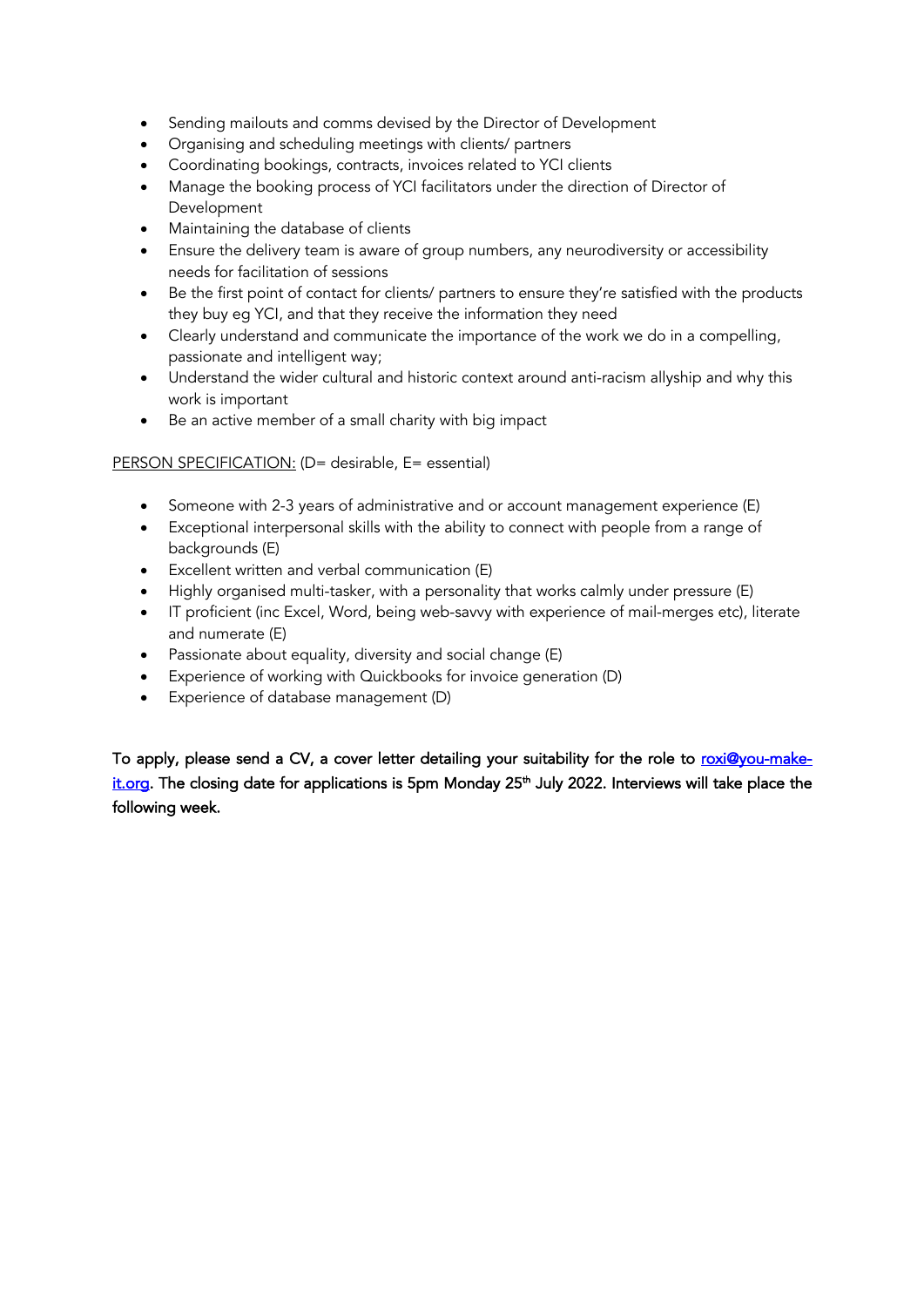- Sending mailouts and comms devised by the Director of Development
- Organising and scheduling meetings with clients/ partners
- Coordinating bookings, contracts, invoices related to YCI clients
- Manage the booking process of YCI facilitators under the direction of Director of Development
- Maintaining the database of clients
- Ensure the delivery team is aware of group numbers, any neurodiversity or accessibility needs for facilitation of sessions
- Be the first point of contact for clients/ partners to ensure they're satisfied with the products they buy eg YCI, and that they receive the information they need
- Clearly understand and communicate the importance of the work we do in a compelling, passionate and intelligent way;
- Understand the wider cultural and historic context around anti-racism allyship and why this work is important
- Be an active member of a small charity with big impact

<u>PERSON SPECIFICATION:</u> (D= desirable, E= essential)

- Someone with 2-3 years of administrative and or account management experience (E)
- Exceptional interpersonal skills with the ability to connect with people from a range of backgrounds (E)
- Excellent written and verbal communication (E)
- Highly organised multi-tasker, with a personality that works calmly under pressure (E)
- IT proficient (inc Excel, Word, being web-savvy with experience of mail-merges etc), literate and numerate (E)
- Passionate about equality, diversity and social change (E)
- Experience of working with Quickbooks for invoice generation (D)
- Experience of database management (D)

To apply, please send a CV, a cover letter detailing your suitability for the role to [roxi@you-make-it.org](mailto:roxi@you-make-it.org). The closing date for applications is 5pm Monday 25th July 2022. Interviews will take place the following week.